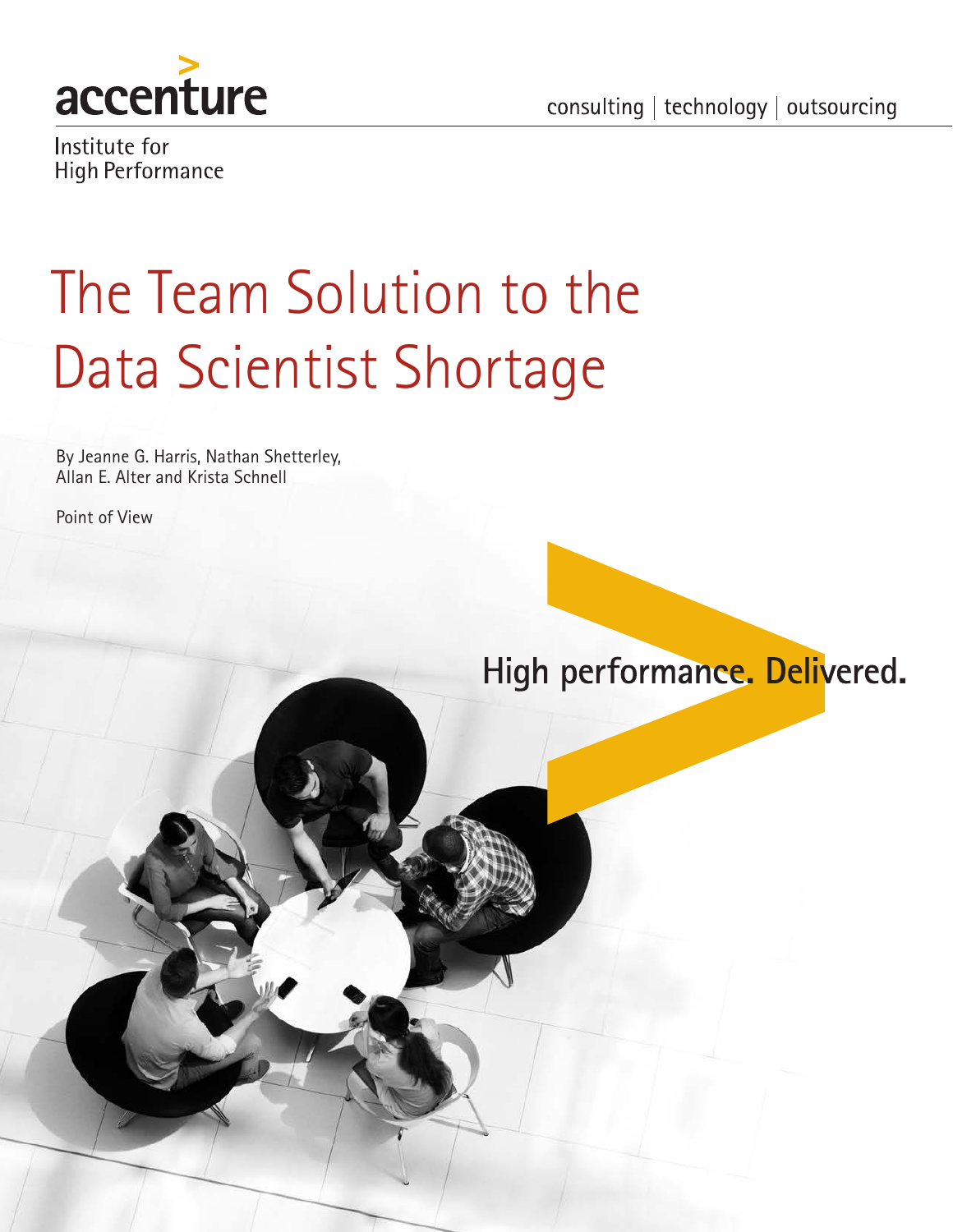accenture

consulting | technology | outsourcing

Institute for
High Performance

# The Team Solution to the Data Scientist Shortage

By Jeanne G. Harris, Nathan Shetterley, Allan E. Alter and Krista Schnell

Point of View

**High performance. Delivered.**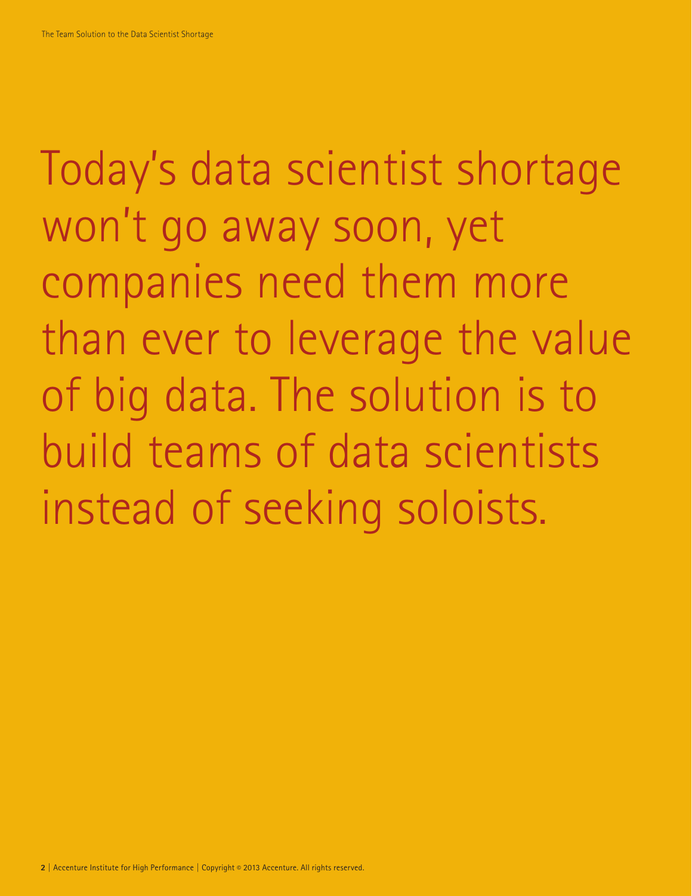Today's data scientist shortage won't go away soon, yet companies need them more than ever to leverage the value of big data. The solution is to build teams of data scientists instead of seeking soloists.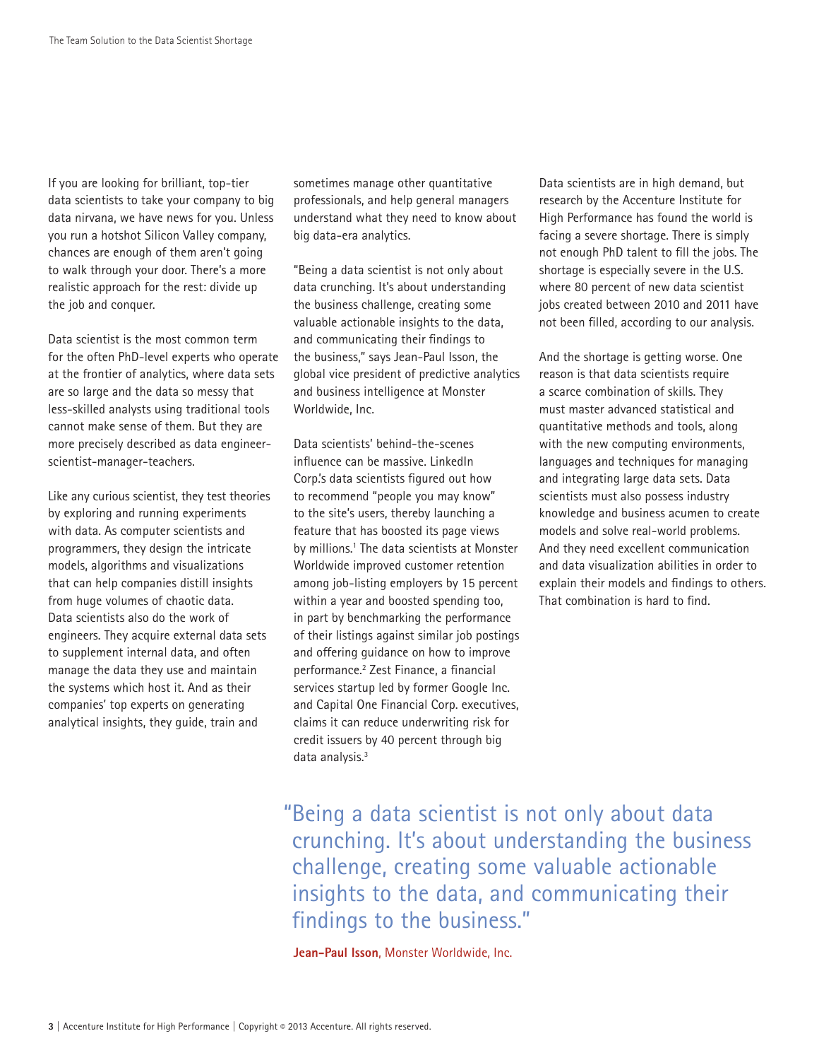If you are looking for brilliant, top-tier data scientists to take your company to big data nirvana, we have news for you. Unless you run a hotshot Silicon Valley company, chances are enough of them aren't going to walk through your door. There's a more realistic approach for the rest: divide up the job and conquer.

Data scientist is the most common term for the often PhD-level experts who operate at the frontier of analytics, where data sets are so large and the data so messy that less-skilled analysts using traditional tools cannot make sense of them. But they are more precisely described as data engineer-scientist-manager-teachers.

Like any curious scientist, they test theories by exploring and running experiments with data. As computer scientists and programmers, they design the intricate models, algorithms and visualizations that can help companies distill insights from huge volumes of chaotic data. Data scientists also do the work of engineers. They acquire external data sets to supplement internal data, and often manage the data they use and maintain the systems which host it. And as their companies' top experts on generating analytical insights, they guide, train and sometimes manage other quantitative professionals, and help general managers understand what they need to know about big data-era analytics.

"Being a data scientist is not only about data crunching. It's about understanding the business challenge, creating some valuable actionable insights to the data, and communicating their findings to the business," says Jean-Paul Isson, the global vice president of predictive analytics and business intelligence at Monster Worldwide, Inc.

Data scientists' behind-the-scenes influence can be massive. LinkedIn Corp.'s data scientists figured out how to recommend "people you may know" to the site's users, thereby launching a feature that has boosted its page views by millions.[1] The data scientists at Monster Worldwide improved customer retention among job-listing employers by 15 percent within a year and boosted spending too, in part by benchmarking the performance of their listings against similar job postings and offering guidance on how to improve performance.[2] Zest Finance, a financial services startup led by former Google Inc. and Capital One Financial Corp. executives, claims it can reduce underwriting risk for credit issuers by 40 percent through big data analysis.[3]

Data scientists are in high demand, but research by the Accenture Institute for High Performance has found the world is facing a severe shortage. There is simply not enough PhD talent to fill the jobs. The shortage is especially severe in the U.S. where 80 percent of new data scientist jobs created between 2010 and 2011 have not been filled, according to our analysis.

And the shortage is getting worse. One reason is that data scientists require a scarce combination of skills. They must master advanced statistical and quantitative methods and tools, along with the new computing environments, languages and techniques for managing and integrating large data sets. Data scientists must also possess industry knowledge and business acumen to create models and solve real-world problems. And they need excellent communication and data visualization abilities in order to explain their models and findings to others. That combination is hard to find.

> "Being a data scientist is not only about data crunching. It's about understanding the business challenge, creating some valuable actionable insights to the data, and communicating their findings to the business."
>
> **Jean-Paul Isson**, Monster Worldwide, Inc.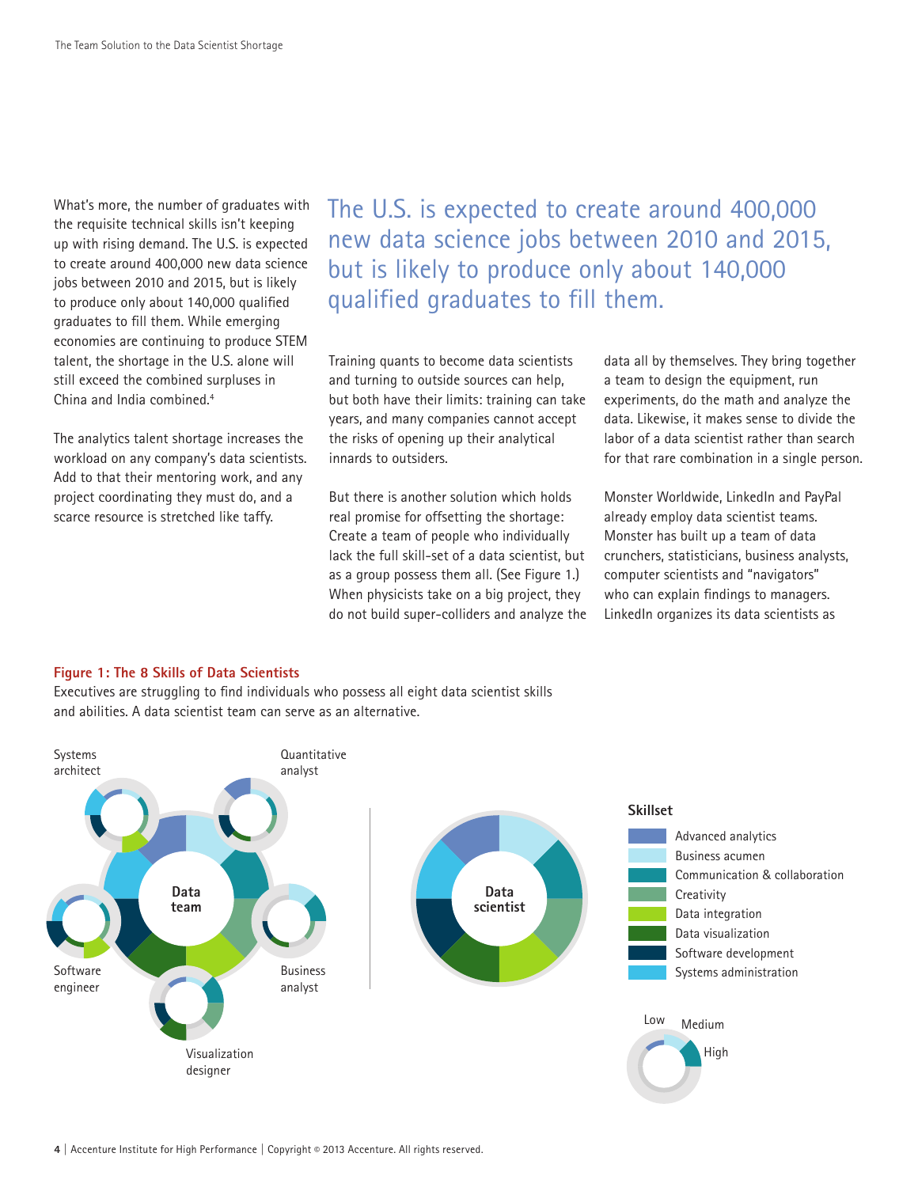What's more, the number of graduates with the requisite technical skills isn't keeping up with rising demand. The U.S. is expected to create around 400,000 new data science jobs between 2010 and 2015, but is likely to produce only about 140,000 qualified graduates to fill them. While emerging economies are continuing to produce STEM talent, the shortage in the U.S. alone will still exceed the combined surpluses in China and India combined.[4]

The analytics talent shortage increases the workload on any company's data scientists. Add to that their mentoring work, and any project coordinating they must do, and a scarce resource is stretched like taffy.

> The U.S. is expected to create around 400,000 new data science jobs between 2010 and 2015, but is likely to produce only about 140,000 qualified graduates to fill them.

Training quants to become data scientists and turning to outside sources can help, but both have their limits: training can take years, and many companies cannot accept the risks of opening up their analytical innards to outsiders.

But there is another solution which holds real promise for offsetting the shortage: Create a team of people who individually lack the full skill-set of a data scientist, but as a group possess them all. (See Figure 1.) When physicists take on a big project, they do not build super-colliders and analyze the data all by themselves. They bring together a team to design the equipment, run experiments, do the math and analyze the data. Likewise, it makes sense to divide the labor of a data scientist rather than search for that rare combination in a single person.

Monster Worldwide, LinkedIn and PayPal already employ data scientist teams. Monster has built up a team of data crunchers, statisticians, business analysts, computer scientists and "navigators" who can explain findings to managers. LinkedIn organizes its data scientists as

**Figure 1: The 8 Skills of Data Scientists**

Executives are struggling to find individuals who possess all eight data scientist skills and abilities. A data scientist team can serve as an alternative.

Data team: Systems architect, Quantitative analyst, Business analyst, Visualization designer, Software engineer

Data scientist

**Skillset**

- Advanced analytics
- Business acumen
- Communication & collaboration
- Creativity
- Data integration
- Data visualization
- Software development
- Systems administration

Low, Medium, High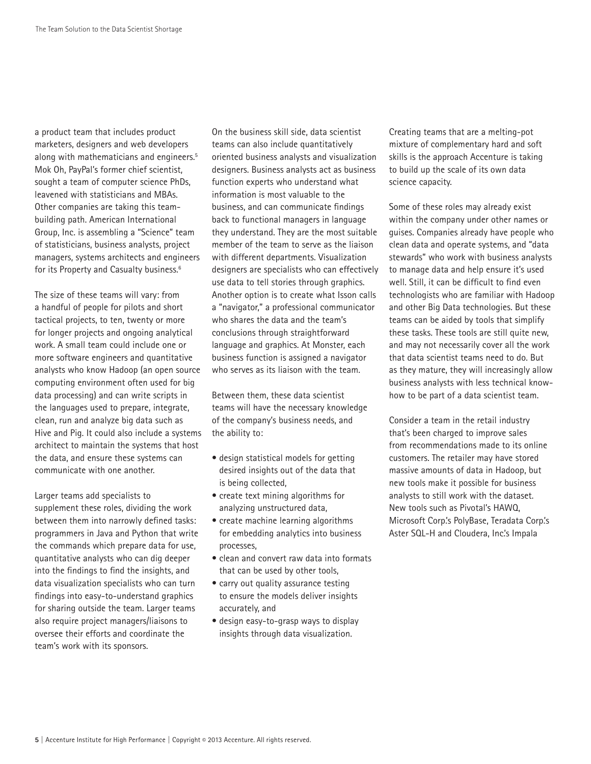a product team that includes product marketers, designers and web developers along with mathematicians and engineers.[5] Mok Oh, PayPal's former chief scientist, sought a team of computer science PhDs, leavened with statisticians and MBAs. Other companies are taking this team-building path. American International Group, Inc. is assembling a "Science" team of statisticians, business analysts, project managers, systems architects and engineers for its Property and Casualty business.[6]

The size of these teams will vary: from a handful of people for pilots and short tactical projects, to ten, twenty or more for longer projects and ongoing analytical work. A small team could include one or more software engineers and quantitative analysts who know Hadoop (an open source computing environment often used for big data processing) and can write scripts in the languages used to prepare, integrate, clean, run and analyze big data such as Hive and Pig. It could also include a systems architect to maintain the systems that host the data, and ensure these systems can communicate with one another.

Larger teams add specialists to supplement these roles, dividing the work between them into narrowly defined tasks: programmers in Java and Python that write the commands which prepare data for use, quantitative analysts who can dig deeper into the findings to find the insights, and data visualization specialists who can turn findings into easy-to-understand graphics for sharing outside the team. Larger teams also require project managers/liaisons to oversee their efforts and coordinate the team's work with its sponsors.

On the business skill side, data scientist teams can also include quantitatively oriented business analysts and visualization designers. Business analysts act as business function experts who understand what information is most valuable to the business, and can communicate findings back to functional managers in language they understand. They are the most suitable member of the team to serve as the liaison with different departments. Visualization designers are specialists who can effectively use data to tell stories through graphics. Another option is to create what Isson calls a "navigator," a professional communicator who shares the data and the team's conclusions through straightforward language and graphics. At Monster, each business function is assigned a navigator who serves as its liaison with the team.

Between them, these data scientist teams will have the necessary knowledge of the company's business needs, and the ability to:

- design statistical models for getting desired insights out of the data that is being collected,
- create text mining algorithms for analyzing unstructured data,
- create machine learning algorithms for embedding analytics into business processes,
- clean and convert raw data into formats that can be used by other tools,
- carry out quality assurance testing to ensure the models deliver insights accurately, and
- design easy-to-grasp ways to display insights through data visualization.

Creating teams that are a melting-pot mixture of complementary hard and soft skills is the approach Accenture is taking to build up the scale of its own data science capacity.

Some of these roles may already exist within the company under other names or guises. Companies already have people who clean data and operate systems, and "data stewards" who work with business analysts to manage data and help ensure it's used well. Still, it can be difficult to find even technologists who are familiar with Hadoop and other Big Data technologies. But these teams can be aided by tools that simplify these tasks. These tools are still quite new, and may not necessarily cover all the work that data scientist teams need to do. But as they mature, they will increasingly allow business analysts with less technical know-how to be part of a data scientist team.

Consider a team in the retail industry that's been charged to improve sales from recommendations made to its online customers. The retailer may have stored massive amounts of data in Hadoop, but new tools make it possible for business analysts to still work with the dataset. New tools such as Pivotal's HAWQ, Microsoft Corp.'s PolyBase, Teradata Corp.'s Aster SQL-H and Cloudera, Inc.'s Impala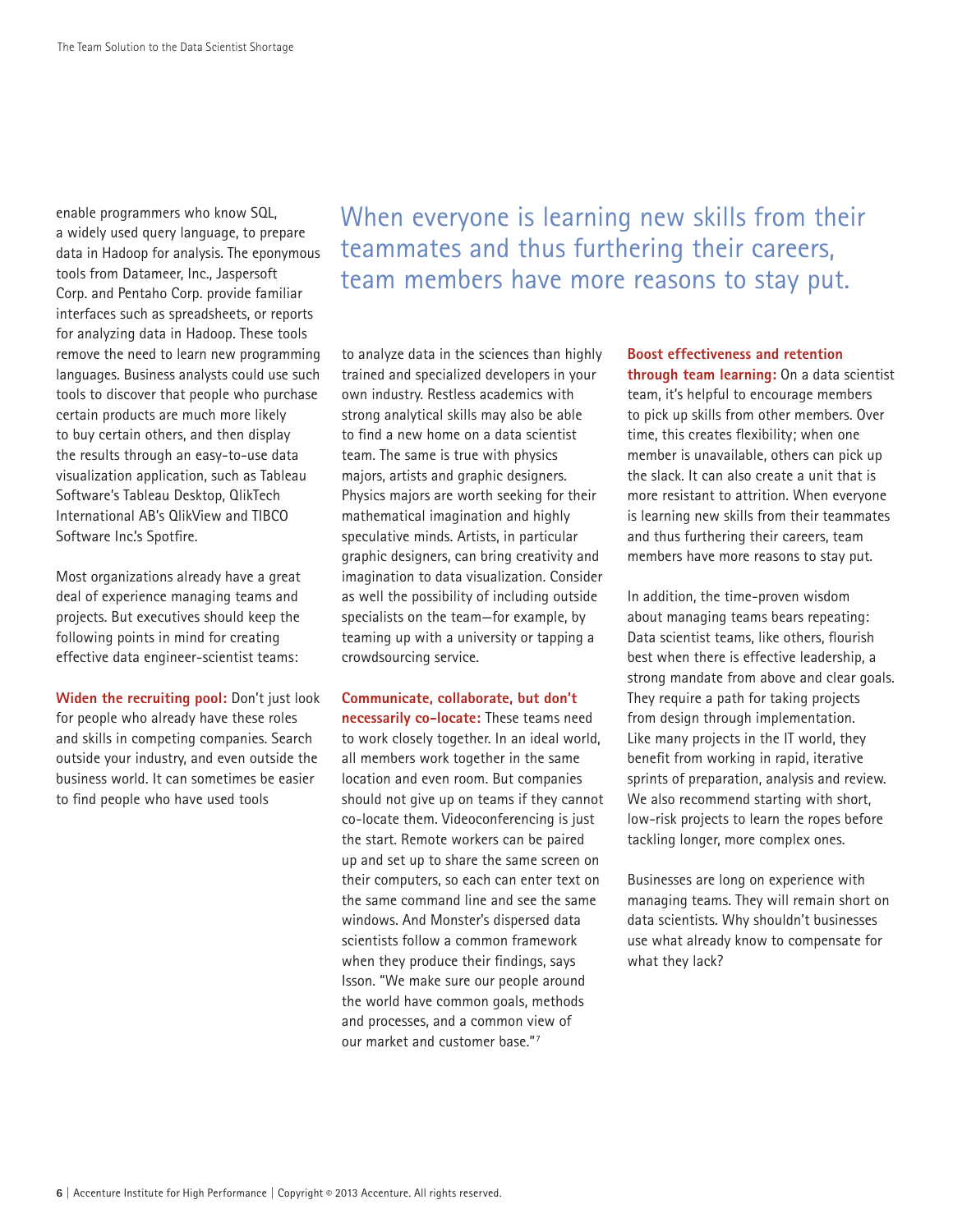enable programmers who know SQL, a widely used query language, to prepare data in Hadoop for analysis. The eponymous tools from Datameer, Inc., Jaspersoft Corp. and Pentaho Corp. provide familiar interfaces such as spreadsheets, or reports for analyzing data in Hadoop. These tools remove the need to learn new programming languages. Business analysts could use such tools to discover that people who purchase certain products are much more likely to buy certain others, and then display the results through an easy-to-use data visualization application, such as Tableau Software's Tableau Desktop, QlikTech International AB's QlikView and TIBCO Software Inc.'s Spotfire.

Most organizations already have a great deal of experience managing teams and projects. But executives should keep the following points in mind for creating effective data engineer-scientist teams:

> When everyone is learning new skills from their teammates and thus furthering their careers, team members have more reasons to stay put.

**Widen the recruiting pool:** Don't just look for people who already have these roles and skills in competing companies. Search outside your industry, and even outside the business world. It can sometimes be easier to find people who have used tools to analyze data in the sciences than highly trained and specialized developers in your own industry. Restless academics with strong analytical skills may also be able to find a new home on a data scientist team. The same is true with physics majors, artists and graphic designers. Physics majors are worth seeking for their mathematical imagination and highly speculative minds. Artists, in particular graphic designers, can bring creativity and imagination to data visualization. Consider as well the possibility of including outside specialists on the team—for example, by teaming up with a university or tapping a crowdsourcing service.

**Communicate, collaborate, but don't necessarily co-locate:** These teams need to work closely together. In an ideal world, all members work together in the same location and even room. But companies should not give up on teams if they cannot co-locate them. Videoconferencing is just the start. Remote workers can be paired up and set up to share the same screen on their computers, so each can enter text on the same command line and see the same windows. And Monster's dispersed data scientists follow a common framework when they produce their findings, says Isson. "We make sure our people around the world have common goals, methods and processes, and a common view of our market and customer base."[7]

**Boost effectiveness and retention through team learning:** On a data scientist team, it's helpful to encourage members to pick up skills from other members. Over time, this creates flexibility; when one member is unavailable, others can pick up the slack. It can also create a unit that is more resistant to attrition. When everyone is learning new skills from their teammates and thus furthering their careers, team members have more reasons to stay put.

In addition, the time-proven wisdom about managing teams bears repeating: Data scientist teams, like others, flourish best when there is effective leadership, a strong mandate from above and clear goals. They require a path for taking projects from design through implementation. Like many projects in the IT world, they benefit from working in rapid, iterative sprints of preparation, analysis and review. We also recommend starting with short, low-risk projects to learn the ropes before tackling longer, more complex ones.

Businesses are long on experience with managing teams. They will remain short on data scientists. Why shouldn't businesses use what already know to compensate for what they lack?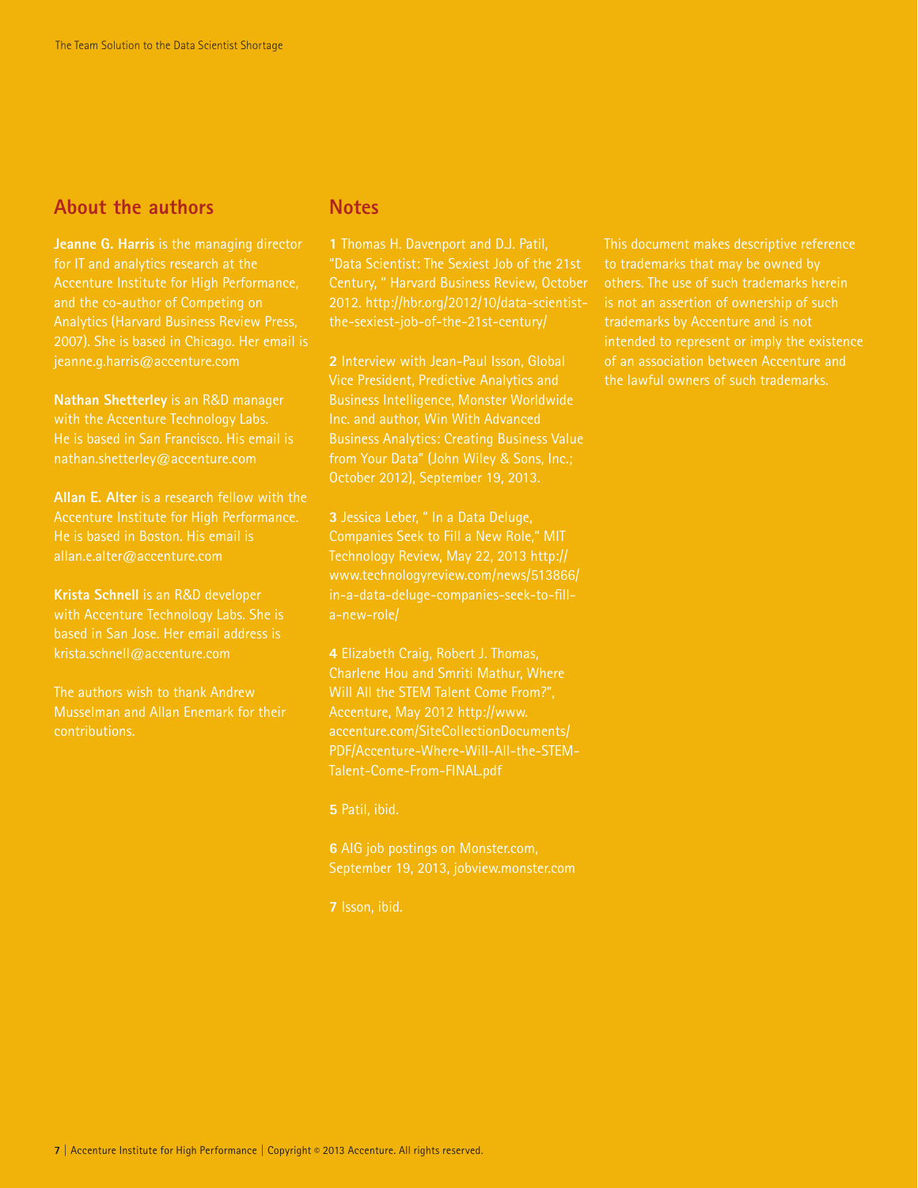## About the authors

**Jeanne G. Harris** is the managing director for IT and analytics research at the Accenture Institute for High Performance, and the co-author of Competing on Analytics (Harvard Business Review Press, 2007). She is based in Chicago. Her email is jeanne.g.harris@accenture.com

**Nathan Shetterley** is an R&D manager with the Accenture Technology Labs. He is based in San Francisco. His email is nathan.shetterley@accenture.com

**Allan E. Alter** is a research fellow with the Accenture Institute for High Performance. He is based in Boston. His email is allan.e.alter@accenture.com

**Krista Schnell** is an R&D developer with Accenture Technology Labs. She is based in San Jose. Her email address is krista.schnell@accenture.com

The authors wish to thank Andrew Musselman and Allan Enemark for their contributions.

## Notes

**1** Thomas H. Davenport and D.J. Patil, "Data Scientist: The Sexiest Job of the 21st Century, " Harvard Business Review, October 2012. http://hbr.org/2012/10/data-scientist-the-sexiest-job-of-the-21st-century/

**2** Interview with Jean-Paul Isson, Global Vice President, Predictive Analytics and Business Intelligence, Monster Worldwide Inc. and author, Win With Advanced Business Analytics: Creating Business Value from Your Data" (John Wiley & Sons, Inc.; October 2012), September 19, 2013.

**3** Jessica Leber, " In a Data Deluge, Companies Seek to Fill a New Role," MIT Technology Review, May 22, 2013 http://www.technologyreview.com/news/513866/in-a-data-deluge-companies-seek-to-fill-a-new-role/

**4** Elizabeth Craig, Robert J. Thomas, Charlene Hou and Smriti Mathur, Where Will All the STEM Talent Come From?", Accenture, May 2012 http://www.accenture.com/SiteCollectionDocuments/PDF/Accenture-Where-Will-All-the-STEM-Talent-Come-From-FINAL.pdf

**5** Patil, ibid.

**6** AIG job postings on Monster.com, September 19, 2013, jobview.monster.com

**7** Isson, ibid.

This document makes descriptive reference to trademarks that may be owned by others. The use of such trademarks herein is not an assertion of ownership of such trademarks by Accenture and is not intended to represent or imply the existence of an association between Accenture and the lawful owners of such trademarks.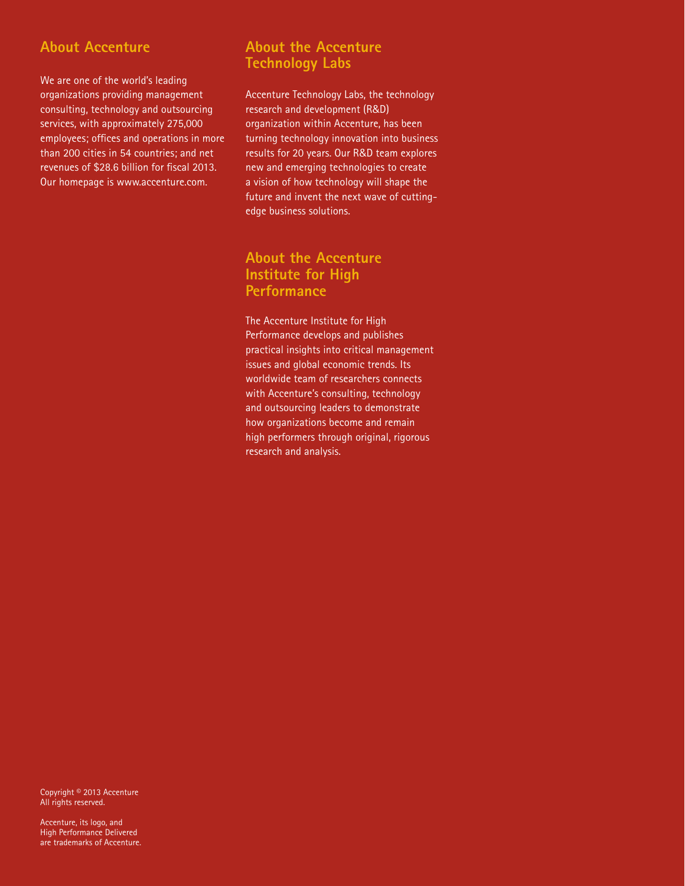## About Accenture

We are one of the world's leading organizations providing management consulting, technology and outsourcing services, with approximately 275,000 employees; offices and operations in more than 200 cities in 54 countries; and net revenues of $28.6 billion for fiscal 2013. Our homepage is www.accenture.com.

## About the Accenture Technology Labs

Accenture Technology Labs, the technology research and development (R&D) organization within Accenture, has been turning technology innovation into business results for 20 years. Our R&D team explores new and emerging technologies to create a vision of how technology will shape the future and invent the next wave of cutting-edge business solutions.

## About the Accenture Institute for High Performance

The Accenture Institute for High Performance develops and publishes practical insights into critical management issues and global economic trends. Its worldwide team of researchers connects with Accenture's consulting, technology and outsourcing leaders to demonstrate how organizations become and remain high performers through original, rigorous research and analysis.

Copyright © 2013 Accenture
All rights reserved.

Accenture, its logo, and
High Performance Delivered
are trademarks of Accenture.